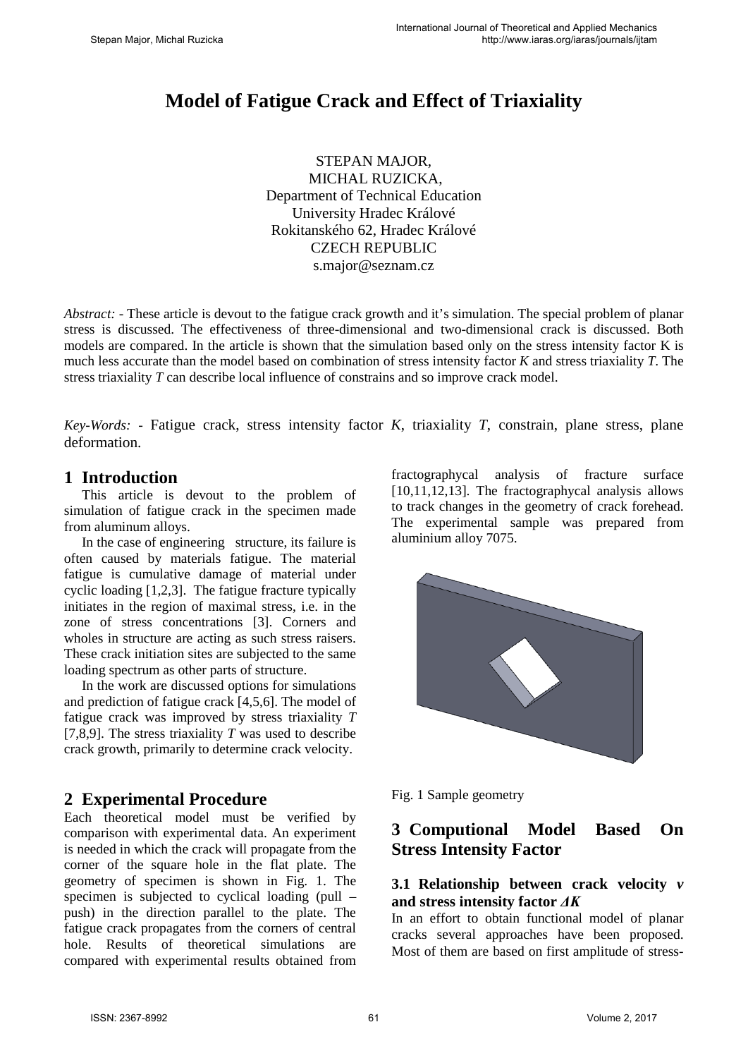# Model of Fatigue Crack and Effect of Triaxiality

STEPAN MAJOR,  
MICHAL RUZICKA,  
Department of Technical Education  
University Hradec Králové  
Rokitanského 62, Hradec Králové  
CZECH REPUBLIC  
s.major@seznam.cz

*Abstract:* - These article is devout to the fatigue crack growth and it's simulation. The special problem of planar stress is discussed. The effectiveness of three-dimensional and two-dimensional crack is discussed. Both models are compared. In the article is shown that the simulation based only on the stress intensity factor K is much less accurate than the model based on combination of stress intensity factor $K$ and stress triaxiality $T$. The stress triaxiality $T$ can describe local influence of constrains and so improve crack model.

*Key-Words:* - Fatigue crack, stress intensity factor $K$, triaxiality $T$, constrain, plane stress, plane deformation.

## 1 Introduction

This article is devout to the problem of simulation of fatigue crack in the specimen made from aluminum alloys.

In the case of engineering structure, its failure is often caused by materials fatigue. The material fatigue is cumulative damage of material under cyclic loading [1,2,3]. The fatigue fracture typically initiates in the region of maximal stress, i.e. in the zone of stress concentrations [3]. Corners and wholes in structure are acting as such stress raisers. These crack initiation sites are subjected to the same loading spectrum as other parts of structure.

In the work are discussed options for simulations and prediction of fatigue crack [4,5,6]. The model of fatigue crack was improved by stress triaxiality $T$ [7,8,9]. The stress triaxiality $T$ was used to describe crack growth, primarily to determine crack velocity.

## 2 Experimental Procedure

Each theoretical model must be verified by comparison with experimental data. An experiment is needed in which the crack will propagate from the corner of the square hole in the flat plate. The geometry of specimen is shown in Fig. 1. The specimen is subjected to cyclical loading (pull – push) in the direction parallel to the plate. The fatigue crack propagates from the corners of central hole. Results of theoretical simulations are compared with experimental results obtained from fractographycal analysis of fracture surface [10,11,12,13]. The fractographycal analysis allows to track changes in the geometry of crack forehead. The experimental sample was prepared from aluminium alloy 7075.

Fig. 1 Sample geometry

## 3 Computional Model Based On Stress Intensity Factor

### 3.1 Relationship between crack velocity $v$ and stress intensity factor $\Delta K$

In an effort to obtain functional model of planar cracks several approaches have been proposed. Most of them are based on first amplitude of stress-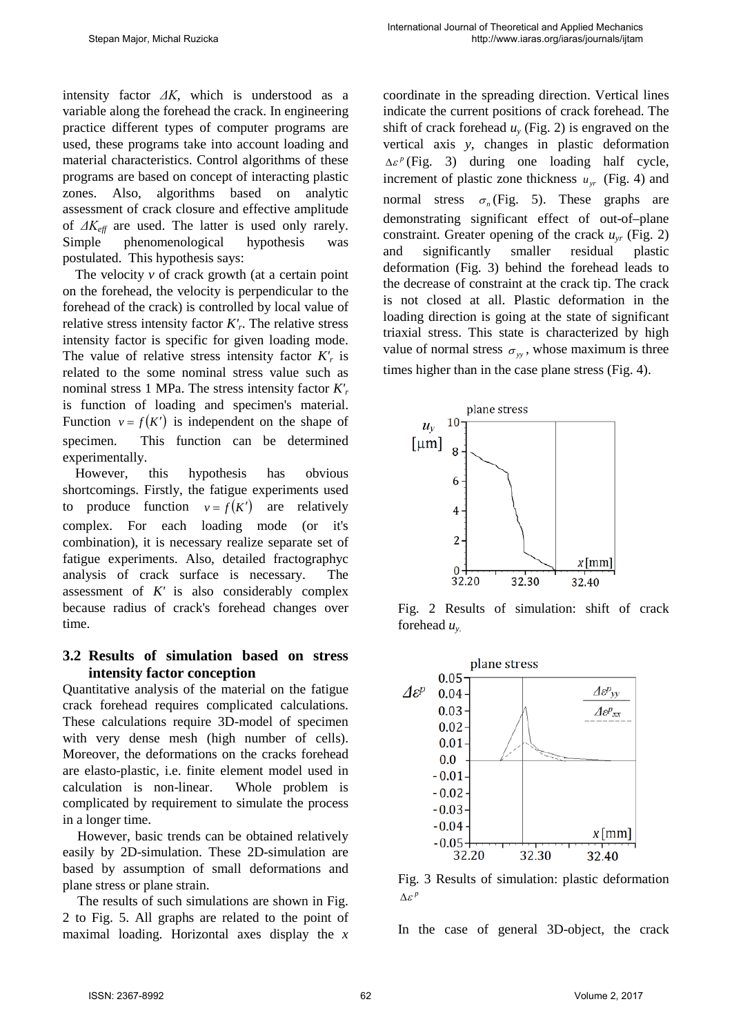intensity factor $\Delta K$, which is understood as a variable along the forehead the crack. In engineering practice different types of computer programs are used, these programs take into account loading and material characteristics. Control algorithms of these programs are based on concept of interacting plastic zones. Also, algorithms based on analytic assessment of crack closure and effective amplitude of $\Delta K_{eff}$ are used. The latter is used only rarely. Simple phenomenological hypothesis was postulated. This hypothesis says:

The velocity $v$ of crack growth (at a certain point on the forehead, the velocity is perpendicular to the forehead of the crack) is controlled by local value of relative stress intensity factor $K'_r$. The relative stress intensity factor is specific for given loading mode. The value of relative stress intensity factor $K'_r$ is related to the some nominal stress value such as nominal stress 1 MPa. The stress intensity factor $K'_r$ is function of loading and specimen's material. Function $v = f(K')$ is independent on the shape of specimen. This function can be determined experimentally.

However, this hypothesis has obvious shortcomings. Firstly, the fatigue experiments used to produce function $v = f(K')$ are relatively complex. For each loading mode (or it's combination), it is necessary realize separate set of fatigue experiments. Also, detailed fractographyc analysis of crack surface is necessary. The assessment of $K'$ is also considerably complex because radius of crack's forehead changes over time.

### 3.2 Results of simulation based on stress intensity factor conception

Quantitative analysis of the material on the fatigue crack forehead requires complicated calculations. These calculations require 3D-model of specimen with very dense mesh (high number of cells). Moreover, the deformations on the cracks forehead are elasto-plastic, i.e. finite element model used in calculation is non-linear. Whole problem is complicated by requirement to simulate the process in a longer time.

However, basic trends can be obtained relatively easily by 2D-simulation. These 2D-simulation are based by assumption of small deformations and plane stress or plane strain.

The results of such simulations are shown in Fig. 2 to Fig. 5. All graphs are related to the point of maximal loading. Horizontal axes display the $x$ coordinate in the spreading direction. Vertical lines indicate the current positions of crack forehead. The shift of crack forehead $u_y$ (Fig. 2) is engraved on the vertical axis $y$, changes in plastic deformation $\Delta\varepsilon^p$ (Fig. 3) during one loading half cycle, increment of plastic zone thickness $u_{yr}$ (Fig. 4) and normal stress $\sigma_n$ (Fig. 5). These graphs are demonstrating significant effect of out-of–plane constraint. Greater opening of the crack $u_{yr}$ (Fig. 2) and significantly smaller residual plastic deformation (Fig. 3) behind the forehead leads to the decrease of constraint at the crack tip. The crack is not closed at all. Plastic deformation in the loading direction is going at the state of significant triaxial stress. This state is characterized by high value of normal stress $\sigma_{yy}$, whose maximum is three times higher than in the case plane stress (Fig. 4).

Fig. 2 Results of simulation: shift of crack forehead $u_y$.

Fig. 3 Results of simulation: plastic deformation $\Delta\varepsilon^p$

In the case of general 3D-object, the crack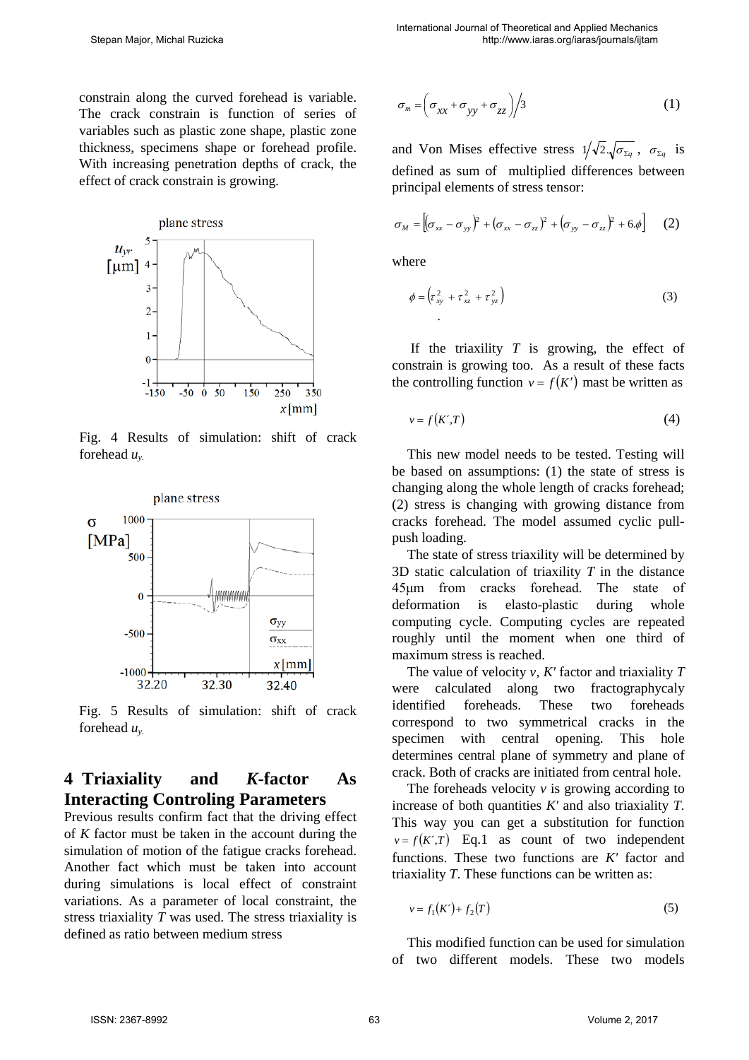constrain along the curved forehead is variable. The crack constrain is function of series of variables such as plastic zone shape, plastic zone thickness, specimens shape or forehead profile. With increasing penetration depths of crack, the effect of crack constrain is growing.

Fig. 4 Results of simulation: shift of crack forehead $u_y$.

Fig. 5 Results of simulation: shift of crack forehead $u_y$.

## 4 Triaxiality and *K*-factor As Interacting Controling Parameters

Previous results confirm fact that the driving effect of $K$ factor must be taken in the account during the simulation of motion of the fatigue cracks forehead. Another fact which must be taken into account during simulations is local effect of constraint variations. As a parameter of local constraint, the stress triaxiality $T$ was used. The stress triaxiality is defined as ratio between medium stress

$$\sigma_m = \left(\sigma_{xx} + \sigma_{yy} + \sigma_{zz}\right)/3 \tag{1}$$

and Von Mises effective stress $1/\sqrt{2}.\sqrt{\sigma_{\Sigma q}}$, $\sigma_{\Sigma q}$ is defined as sum of multiplied differences between principal elements of stress tensor:

$$\sigma_M = \left[(\sigma_{xx} - \sigma_{yy})^2 + (\sigma_{xx} - \sigma_{zz})^2 + (\sigma_{yy} - \sigma_{zz})^2 + 6.\phi\right] \tag{2}$$

where

$$\phi = \left(\tau_{xy}^2 + \tau_{xz}^2 + \tau_{yz}^2\right) \tag{3}$$

If the triaxiality $T$ is growing, the effect of constrain is growing too. As a result of these facts the controlling function $v = f(K')$ mast be written as

$$v = f(K', T) \tag{4}$$

This new model needs to be tested. Testing will be based on assumptions: (1) the state of stress is changing along the whole length of cracks forehead; (2) stress is changing with growing distance from cracks forehead. The model assumed cyclic pull-push loading.

The state of stress triaxility will be determined by 3D static calculation of triaxility $T$ in the distance 45μm from cracks forehead. The state of deformation is elasto-plastic during whole computing cycle. Computing cycles are repeated roughly until the moment when one third of maximum stress is reached.

The value of velocity $v$, $K'$ factor and triaxiality $T$ were calculated along two fractographycaly identified foreheads. These two foreheads correspond to two symmetrical cracks in the specimen with central opening. This hole determines central plane of symmetry and plane of crack. Both of cracks are initiated from central hole.

The foreheads velocity $v$ is growing according to increase of both quantities $K'$ and also triaxiality $T$. This way you can get a substitution for function $v = f(K', T)$ Eq.1 as count of two independent functions. These two functions are $K'$ factor and triaxiality $T$. These functions can be written as:

$$v = f_1(K') + f_2(T) \tag{5}$$

This modified function can be used for simulation of two different models. These two models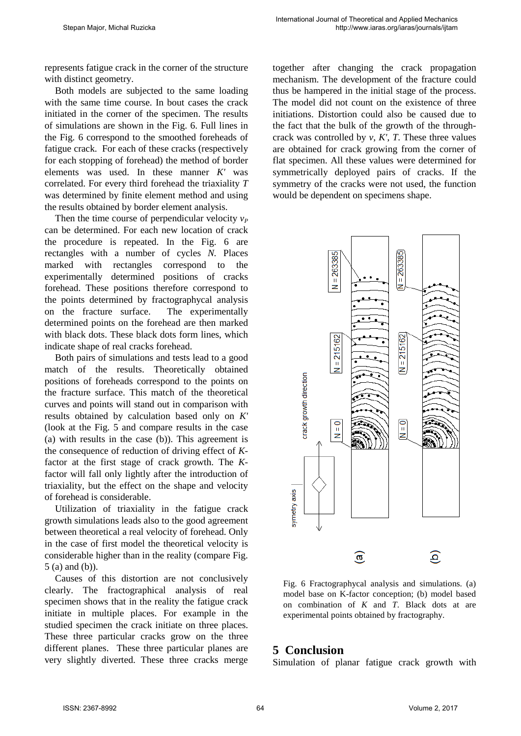represents fatigue crack in the corner of the structure with distinct geometry.

Both models are subjected to the same loading with the same time course. In bout cases the crack initiated in the corner of the specimen. The results of simulations are shown in the Fig. 6. Full lines in the Fig. 6 correspond to the smoothed foreheads of fatigue crack. For each of these cracks (respectively for each stopping of forehead) the method of border elements was used. In these manner $K'$ was correlated. For every third forehead the triaxiality $T$ was determined by finite element method and using the results obtained by border element analysis.

Then the time course of perpendicular velocity $v_P$ can be determined. For each new location of crack the procedure is repeated. In the Fig. 6 are rectangles with a number of cycles $N$. Places marked with rectangles correspond to the experimentally determined positions of cracks forehead. These positions therefore correspond to the points determined by fractographycal analysis on the fracture surface. The experimentally determined points on the forehead are then marked with black dots. These black dots form lines, which indicate shape of real cracks forehead.

Both pairs of simulations and tests lead to a good match of the results. Theoretically obtained positions of foreheads correspond to the points on the fracture surface. This match of the theoretical curves and points will stand out in comparison with results obtained by calculation based only on $K'$ (look at the Fig. 5 and compare results in the case (a) with results in the case (b)). This agreement is the consequence of reduction of driving effect of $K$-factor at the first stage of crack growth. The $K$-factor will fall only lightly after the introduction of triaxiality, but the effect on the shape and velocity of forehead is considerable.

Utilization of triaxiality in the fatigue crack growth simulations leads also to the good agreement between theoretical a real velocity of forehead. Only in the case of first model the theoretical velocity is considerable higher than in the reality (compare Fig. 5 (a) and (b)).

Causes of this distortion are not conclusively clearly. The fractographical analysis of real specimen shows that in the reality the fatigue crack initiate in multiple places. For example in the studied specimen the crack initiate on three places. These three particular cracks grow on the three different planes. These three particular planes are very slightly diverted. These three cracks merge together after changing the crack propagation mechanism. The development of the fracture could thus be hampered in the initial stage of the process. The model did not count on the existence of three initiations. Distortion could also be caused due to the fact that the bulk of the growth of the through-crack was controlled by $v$, $K'$, $T$. These three values are obtained for crack growing from the corner of flat specimen. All these values were determined for symmetrically deployed pairs of cracks. If the symmetry of the cracks were not used, the function would be dependent on specimens shape.

Fig. 6 Fractographycal analysis and simulations. (a) model base on K-factor conception; (b) model based on combination of $K$ and $T$. Black dots at are experimental points obtained by fractography.

## 5 Conclusion

Simulation of planar fatigue crack growth with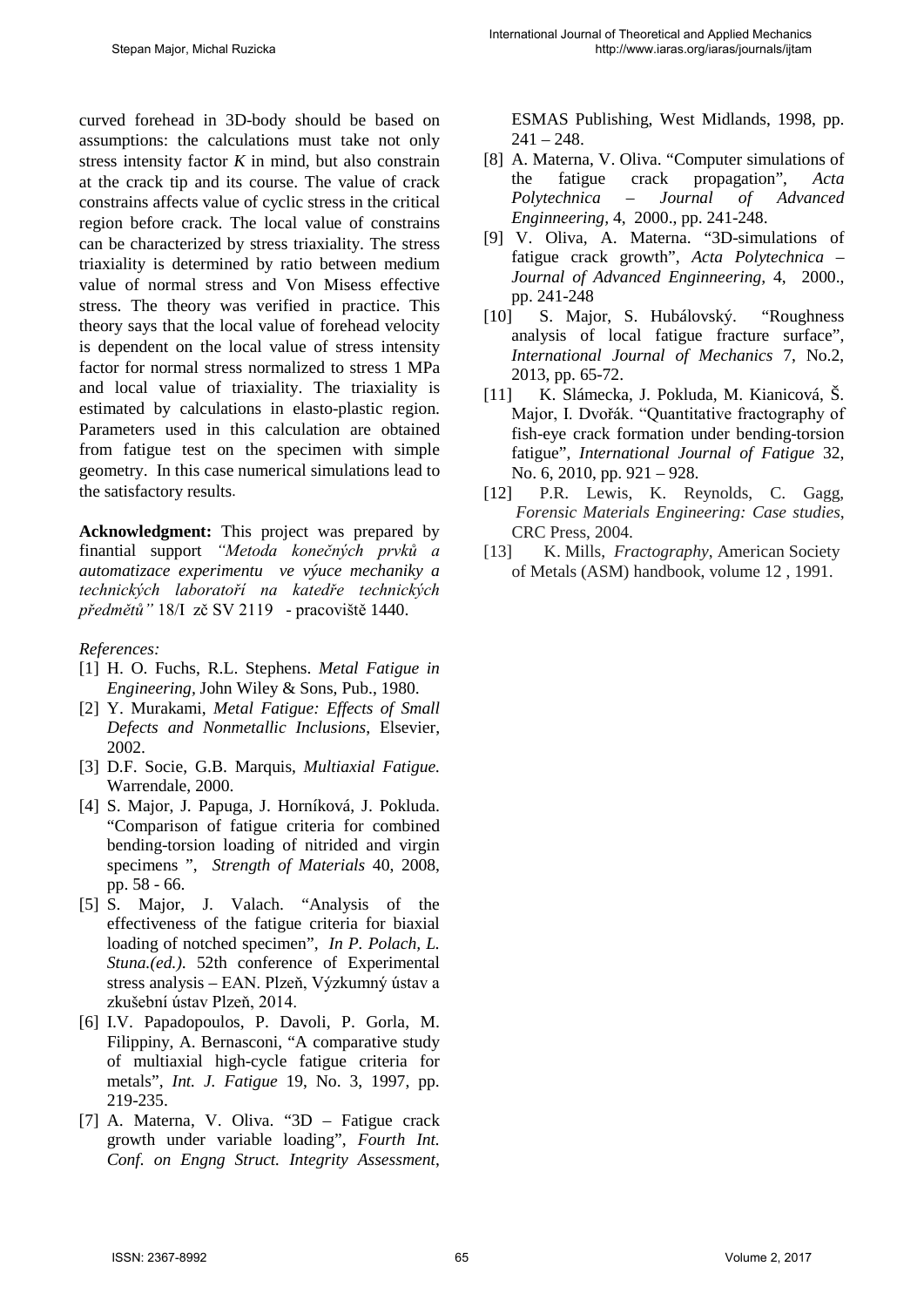curved forehead in 3D-body should be based on assumptions: the calculations must take not only stress intensity factor $K$ in mind, but also constrain at the crack tip and its course. The value of crack constrains affects value of cyclic stress in the critical region before crack. The local value of constrains can be characterized by stress triaxiality. The stress triaxiality is determined by ratio between medium value of normal stress and Von Misess effective stress. The theory was verified in practice. This theory says that the local value of forehead velocity is dependent on the local value of stress intensity factor for normal stress normalized to stress 1 MPa and local value of triaxiality. The triaxiality is estimated by calculations in elasto-plastic region. Parameters used in this calculation are obtained from fatigue test on the specimen with simple geometry. In this case numerical simulations lead to the satisfactory results.

**Acknowledgment:** This project was prepared by finantial support *"Metoda konečných prvků a automatizace experimentu ve výuce mechaniky a technických laboratoří na katedře technických předmětů"* 18/I zč SV 2119 - pracoviště 1440.

*References:*

[1] H. O. Fuchs, R.L. Stephens. *Metal Fatigue in Engineering*, John Wiley & Sons, Pub., 1980.

[2] Y. Murakami, *Metal Fatigue: Effects of Small Defects and Nonmetallic Inclusions*, Elsevier, 2002.

[3] D.F. Socie, G.B. Marquis, *Multiaxial Fatigue.* Warrendale, 2000.

[4] S. Major, J. Papuga, J. Horníková, J. Pokluda. "Comparison of fatigue criteria for combined bending-torsion loading of nitrided and virgin specimens ", *Strength of Materials* 40, 2008, pp. 58 - 66.

[5] S. Major, J. Valach. "Analysis of the effectiveness of the fatigue criteria for biaxial loading of notched specimen", *In P. Polach, L. Stuna.(ed.).* 52th conference of Experimental stress analysis – EAN. Plzeň, Výzkumný ústav a zkušební ústav Plzeň, 2014.

[6] I.V. Papadopoulos, P. Davoli, P. Gorla, M. Filippiny, A. Bernasconi, "A comparative study of multiaxial high-cycle fatigue criteria for metals", *Int. J. Fatigue* 19, No. 3, 1997, pp. 219-235.

[7] A. Materna, V. Oliva. "3D – Fatigue crack growth under variable loading", *Fourth Int. Conf. on Engng Struct. Integrity Assessment*, ESMAS Publishing, West Midlands, 1998, pp. 241 – 248.

[8] A. Materna, V. Oliva. "Computer simulations of the fatigue crack propagation", *Acta Polytechnica – Journal of Advanced Enginneering,* 4, 2000., pp. 241-248.

[9] V. Oliva, A. Materna. "3D-simulations of fatigue crack growth", *Acta Polytechnica – Journal of Advanced Enginneering,* 4, 2000., pp. 241-248

[10] S. Major, S. Hubálovský. "Roughness analysis of local fatigue fracture surface", *International Journal of Mechanics* 7, No.2, 2013, pp. 65-72.

[11] K. Slámecka, J. Pokluda, M. Kianicová, Š. Major, I. Dvořák. "Quantitative fractography of fish-eye crack formation under bending-torsion fatigue", *International Journal of Fatigue* 32, No. 6, 2010, pp. 921 – 928.

[12] P.R. Lewis, K. Reynolds, C. Gagg, *Forensic Materials Engineering: Case studies*, CRC Press, 2004.

[13] K. Mills, *Fractography*, American Society of Metals (ASM) handbook, volume 12 , 1991.